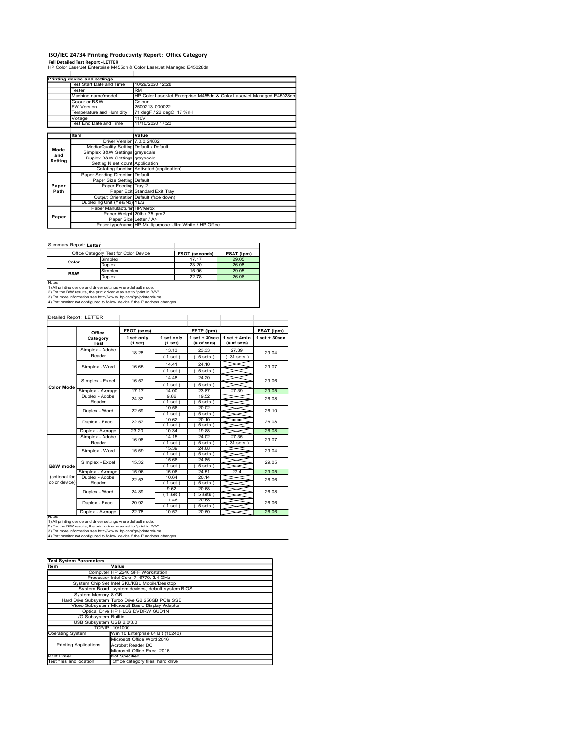# ISO/IEC 24734 Printing Productivity Report: Office Category

**Full Detailed Test Report - LETTER**

HP Color LaserJet Enterprise M455dn & Color LaserJet Managed E45028dn

| Printing device and settings | |
|---|---|
| Test Start Date and Time | 10/29/2020 12:28 |
| Tester | RM |
| Machine name/model | HP Color LaserJet Enterprise M455dn & Color LaserJet Managed E45028dn |
| Colour or B&W | Colour |
| FW Version | 2500213_000022 |
| Temperature and Humidity | 71 degF / 22 degC 17 %rH |
| Voltage | 110V |
| Test End Date and Time | 11/10/2020 17:23 |

| | Item | Value |
|---|---|---|
| Mode and Setting | Driver Version | 7.0.0.24832 |
| | Media/Quality Setting | Default / Default |
| | Simplex B&W Settings | grayscale |
| | Duplex B&W Settings | grayscale |
| | Setting N set count | Application |
| | Collating function | Activated (application) |
| Paper Path | Paper Sending Direction | Default |
| | Paper Size Setting | Default |
| | Paper Feeding | Tray 2 |
| | Paper Exit | Standard Exit Tray |
| | Output Orientation | Default (face down) |
| | Duplexing Unit (Yes/No) | YES |
| Paper | Paper Manufacturer | HP/Xerox |
| | Paper Weight | 20lb / 75 g/m2 |
| | Paper Size | Letter / A4 |
| | Paper type/name | HP Multipurpose Ultra White / HP Office |

Summary Report: **Letter**

| Office Category Test for Color Device | | FSOT (seconds) | ESAT (ipm) |
|---|---|---|---|
| Color | Simplex | 17.17 | 29.05 |
| | Duplex | 23.20 | 26.08 |
| B&W | Simplex | 15.96 | 29.05 |
| | Duplex | 22.78 | 26.06 |

Notes
1) All printing device and driver settings were default mode.
2) For the B/W results, the print driver was set to "print in B/W".
3) For more information see http://www.hp.com/go/printerclaims.
4) Port monitor not configured to follow device if the IP address changes.

Detailed Report: LETTER

| | Office Category Test | FSOT (secs) 1 set only (1 set) | EFTP (ipm) 1 set only (1 set) | EFTP (ipm) 1 set + 30sec (# of sets) | EFTP (ipm) 1 set + 4min (# of sets) | ESAT (ipm) 1 set + 30sec |
|---|---|---|---|---|---|---|
| Color Mode | Simplex - Adobe Reader | 18.28 | 13.13 (1 set) | 23.33 (5 sets) | 27.39 (31 sets) | 29.04 |
| | Simplex - Word | 16.65 | 14.41 (1 set) | 24.10 (5 sets) | | 29.07 |
| | Simplex - Excel | 16.57 | 14.48 (1 set) | 24.20 (5 sets) | | 29.06 |
| | Simplex - Average | 17.17 | 14.00 | 23.87 | 27.39 | 29.05 |
| | Duplex - Adobe Reader | 24.32 | 9.86 (1 set) | 19.52 (5 sets) | | 26.08 |
| | Duplex - Word | 22.69 | 10.56 (1 set) | 20.02 (5 sets) | | 26.10 |
| | Duplex - Excel | 22.57 | 10.62 (1 set) | 20.10 (5 sets) | | 26.08 |
| | Duplex - Average | 23.20 | 10.34 | 19.88 | | 26.08 |
| B&W mode (optional for color device) | Simplex - Adobe Reader | 16.96 | 14.15 (1 set) | 24.02 (5 sets) | 27.35 (31 sets) | 29.07 |
| | Simplex - Word | 15.59 | 15.39 (1 set) | 24.68 (5 sets) | | 29.04 |
| | Simplex - Excel | 15.32 | 15.66 (1 set) | 24.85 (5 sets) | | 29.05 |
| | Simplex - Average | 15.96 | 15.06 | 24.51 | 27.4 | 29.05 |
| | Duplex - Adobe Reader | 22.53 | 10.64 (1 set) | 20.14 (5 sets) | | 26.06 |
| | Duplex - Word | 24.89 | 9.62 (1 set) | 20.68 (5 sets) | | 26.08 |
| | Duplex - Excel | 20.92 | 11.46 (1 set) | 20.68 (5 sets) | | 26.06 |
| | Duplex - Average | 22.78 | 10.57 | 20.50 | | 26.06 |

Notes
1) All printing device and driver settings were default mode.
2) For the B/W results, the print driver was set to "print in B/W".
3) For more information see http://www.hp.com/go/printerclaims.
4) Port monitor not configured to follow device if the IP address changes.

| Test System Parameters | |
|---|---|
| Item | Value |
| Computer | HP Z240 SFF Workstation |
| Processor | Intel Core i7 -6770, 3.4 GHz |
| System Chip Set | Intel SKL/KBL Mobile/Desktop |
| System Board | system devices, default system BIOS |
| System Memory | 8 GB |
| Hard Drive Subsystem | Turbo Drive G2 256GB PCIe SSD |
| Video Subsystem | Microsoft Basic Display Adaptor |
| Optical Drive | HP HLDS DVDRW GUD1N |
| I/O Subsystem | Builtin |
| USB Subsystem | USB 2.0/3.0 |
| TCP/IP | 10/1000 |
| Operating System | Win 10 Enterprise 64 Bit (10240) |
| Printing Applications | Microsoft Office Word 2016<br>Acrobat Reader DC<br>Microsoft Office Excel 2016 |
| Print Driver | Not Specified |
| Test files and location | Office category files, hard drive |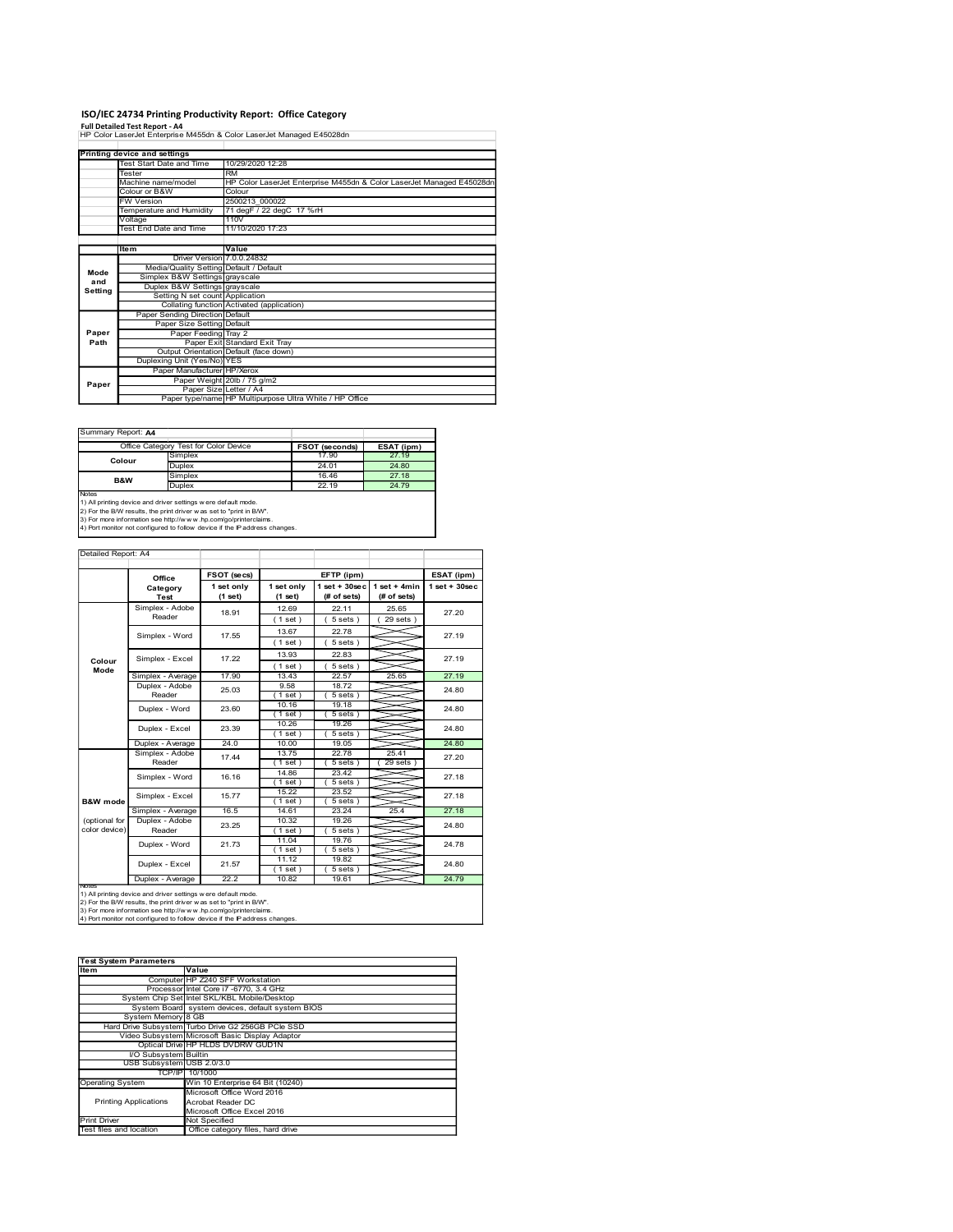# ISO/IEC 24734 Printing Productivity Report: Office Category

**Full Detailed Test Report - A4**

HP Color LaserJet Enterprise M455dn & Color LaserJet Managed E45028dn

| Printing device and settings | |
|---|---|
| Test Start Date and Time | 10/29/2020 12:28 |
| Tester | RM |
| Machine name/model | HP Color LaserJet Enterprise M455dn & Color LaserJet Managed E45028dn |
| Colour or B&W | Colour |
| FW Version | 2500213_000022 |
| Temperature and Humidity | 71 degF / 22 degC 17 %rH |
| Voltage | 110V |
| Test End Date and Time | 11/10/2020 17:23 |

| | Item | Value |
|---|---|---|
| Mode and Setting | Driver Version | 7.0.0.24832 |
| | Media/Quality Setting | Default / Default |
| | Simplex B&W Settings | grayscale |
| | Duplex B&W Settings | grayscale |
| | Setting N set count | Application |
| | Collating function | Activated (application) |
| Paper Path | Paper Sending Direction | Default |
| | Paper Size Setting | Default |
| | Paper Feeding | Tray 2 |
| | Paper Exit | Standard Exit Tray |
| | Output Orientation | Default (face down) |
| | Duplexing Unit (Yes/No) | YES |
| Paper | Paper Manufacturer | HP/Xerox |
| | Paper Weight | 20lb / 75 g/m2 |
| | Paper Size | Letter / A4 |
| | Paper type/name | HP Multipurpose Ultra White / HP Office |

Summary Report: **A4**

| Office Category Test for Color Device | | FSOT (seconds) | ESAT (ipm) |
|---|---|---|---|
| Colour | Simplex | 17.90 | 27.19 |
| | Duplex | 24.01 | 24.80 |
| B&W | Simplex | 16.46 | 27.18 |
| | Duplex | 22.19 | 24.79 |

Notes
1) All printing device and driver settings were default mode.
2) For the B/W results, the print driver was set to "print in B/W".
3) For more information see http://www.hp.com/go/printerclaims.
4) Port monitor not configured to follow device if the IP address changes.

Detailed Report: A4

| | Office Category Test | FSOT (secs) 1 set only (1 set) | EFTP (ipm) 1 set only (1 set) | EFTP (ipm) 1 set + 30sec (# of sets) | EFTP (ipm) 1 set + 4min (# of sets) | ESAT (ipm) 1 set + 30sec |
|---|---|---|---|---|---|---|
| Colour Mode | Simplex - Adobe Reader | 18.91 | 12.69 (1 set) | 22.11 (5 sets) | 25.65 (29 sets) | 27.20 |
| | Simplex - Word | 17.55 | 13.67 (1 set) | 22.78 (5 sets) | | 27.19 |
| | Simplex - Excel | 17.22 | 13.93 (1 set) | 22.83 (5 sets) | | 27.19 |
| | Simplex - Average | 17.90 | 13.43 | 22.57 | 25.65 | 27.19 |
| | Duplex - Adobe Reader | 25.03 | 9.58 (1 set) | 18.72 (5 sets) | | 24.80 |
| | Duplex - Word | 23.60 | 10.16 (1 set) | 19.18 (5 sets) | | 24.80 |
| | Duplex - Excel | 23.39 | 10.26 (1 set) | 19.26 (5 sets) | | 24.80 |
| | Duplex - Average | 24.0 | 10.00 | 19.05 | | 24.80 |
| B&W mode (optional for color device) | Simplex - Adobe Reader | 17.44 | 13.75 (1 set) | 22.78 (5 sets) | 25.41 (29 sets) | 27.20 |
| | Simplex - Word | 16.16 | 14.86 (1 set) | 23.42 (5 sets) | | 27.18 |
| | Simplex - Excel | 15.77 | 15.22 (1 set) | 23.52 (5 sets) | | 27.18 |
| | Simplex - Average | 16.5 | 14.61 | 23.24 | 25.4 | 27.18 |
| | Duplex - Adobe Reader | 23.25 | 10.32 (1 set) | 19.26 (5 sets) | | 24.80 |
| | Duplex - Word | 21.73 | 11.04 (1 set) | 19.76 (5 sets) | | 24.78 |
| | Duplex - Excel | 21.57 | 11.12 (1 set) | 19.82 (5 sets) | | 24.80 |
| | Duplex - Average | 22.2 | 10.82 | 19.61 | | 24.79 |

Notes
1) All printing device and driver settings were default mode.
2) For the B/W results, the print driver was set to "print in B/W".
3) For more information see http://www.hp.com/go/printerclaims.
4) Port monitor not configured to follow device if the IP address changes.

| Test System Parameters | |
|---|---|
| **Item** | **Value** |
| Computer | HP Z240 SFF Workstation |
| Processor | Intel Core i7 -6770, 3.4 GHz |
| System Chip Set | Intel SKL/KBL Mobile/Desktop |
| System Board | system devices, default system BIOS |
| System Memory | 8 GB |
| Hard Drive Subsystem | Turbo Drive G2 256GB PCIe SSD |
| Video Subsystem | Microsoft Basic Display Adaptor |
| Optical Drive | HP HLDS DVDRW GUD1N |
| I/O Subsystem | Builtin |
| USB Subsystem | USB 2.0/3.0 |
| TCP/IP | 10/1000 |
| Operating System | Win 10 Enterprise 64 Bit (10240) |
| Printing Applications | Microsoft Office Word 2016<br>Acrobat Reader DC<br>Microsoft Office Excel 2016 |
| Print Driver | Not Specified |
| Test files and location | Office category files, hard drive |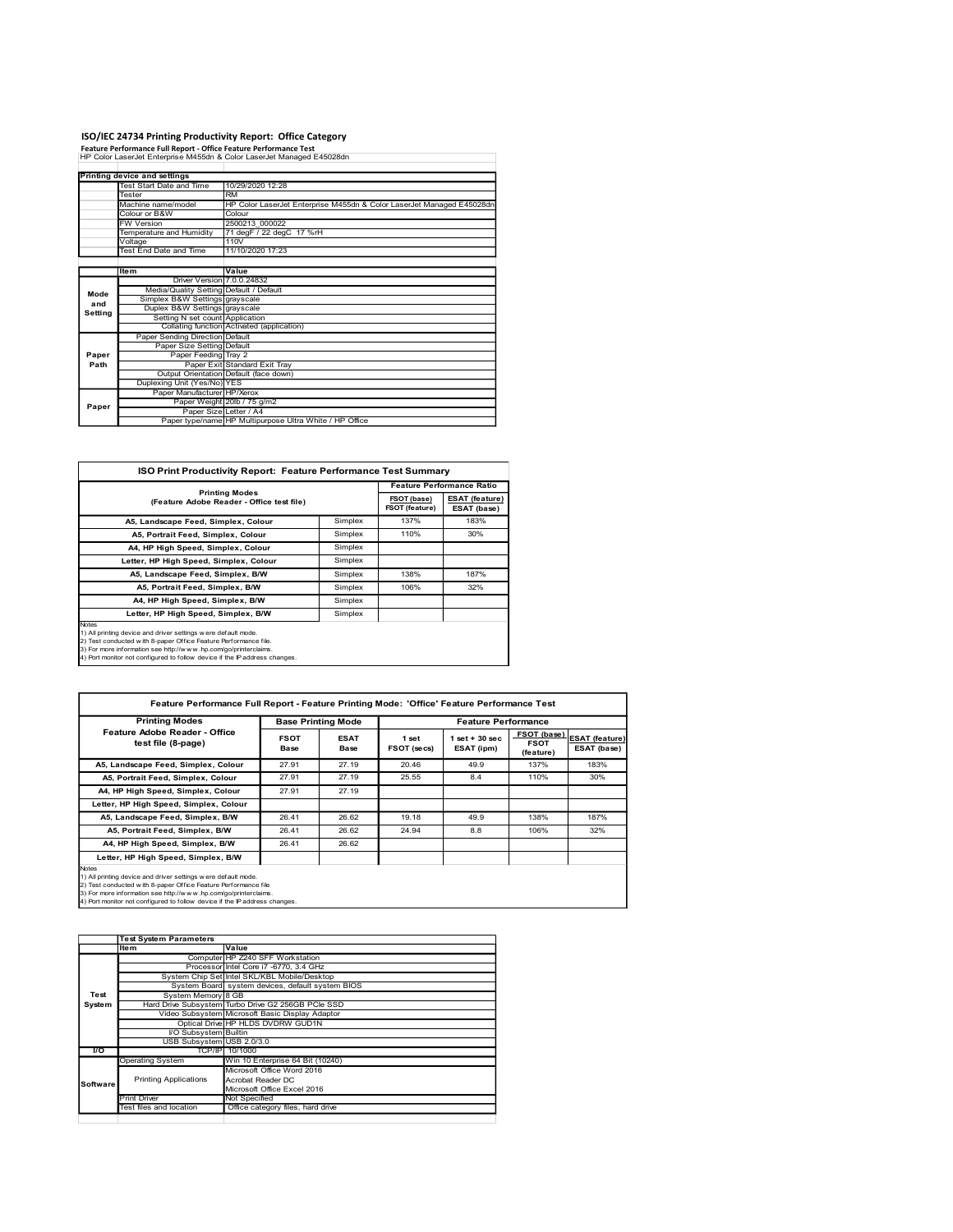# ISO/IEC 24734 Printing Productivity Report: Office Category

**Feature Performance Full Report - Office Feature Performance Test**

HP Color LaserJet Enterprise M455dn & Color LaserJet Managed E45028dn

| Printing device and settings | | |
|---|---|---|
| | Test Start Date and Time | 10/29/2020 12:28 |
| | Tester | RM |
| | Machine name/model | HP Color LaserJet Enterprise M455dn & Color LaserJet Managed E45028dn |
| | Colour or B&W | Colour |
| | FW Version | 2500213_000022 |
| | Temperature and Humidity | 71 degF / 22 degC 17 %rH |
| | Voltage | 110V |
| | Test End Date and Time | 11/10/2020 17:23 |

| | Item | Value |
|---|---|---|
| Mode and Setting | Driver Version | 7.0.0.24832 |
| | Media/Quality Setting | Default / Default |
| | Simplex B&W Settings | grayscale |
| | Duplex B&W Settings | grayscale |
| | Setting N set count | Application |
| | Collating function | Activated (application) |
| Paper Path | Paper Sending Direction | Default |
| | Paper Size Setting | Default |
| | Paper Feeding | Tray 2 |
| | Paper Exit | Standard Exit Tray |
| | Output Orientation | Default (face down) |
| | Duplexing Unit (Yes/No) | YES |
| Paper | Paper Manufacturer | HP/Xerox |
| | Paper Weight | 20lb / 75 g/m2 |
| | Paper Size | Letter / A4 |
| | Paper type/name | HP Multipurpose Ultra White / HP Office |

## ISO Print Productivity Report: Feature Performance Test Summary

| Printing Modes (Feature Adobe Reader - Office test file) | | Feature Performance Ratio FSOT (base) / FSOT (feature) | ESAT (feature) / ESAT (base) |
|---|---|---|---|
| A5, Landscape Feed, Simplex, Colour | Simplex | 137% | 183% |
| A5, Portrait Feed, Simplex, Colour | Simplex | 110% | 30% |
| A4, HP High Speed, Simplex, Colour | Simplex | | |
| Letter, HP High Speed, Simplex, Colour | Simplex | | |
| A5, Landscape Feed, Simplex, B/W | Simplex | 138% | 187% |
| A5, Portrait Feed, Simplex, B/W | Simplex | 106% | 32% |
| A4, HP High Speed, Simplex, B/W | Simplex | | |
| Letter, HP High Speed, Simplex, B/W | Simplex | | |

Notes
1) All printing device and driver settings were default mode.
2) Test conducted with 8-paper Office Feature Performance file.
3) For more information see http://www.hp.com/go/printerclaims.
4) Port monitor not configured to follow device if the IP address changes.

## Feature Performance Full Report - Feature Printing Mode: 'Office' Feature Performance Test

| Printing Modes Feature Adobe Reader - Office test file (8-page) | Base Printing Mode FSOT Base | ESAT Base | Feature Performance 1 set FSOT (secs) | 1 set + 30 sec ESAT (ipm) | FSOT (base) / FSOT (feature) | ESAT (feature) / ESAT (base) |
|---|---|---|---|---|---|---|
| A5, Landscape Feed, Simplex, Colour | 27.91 | 27.19 | 20.46 | 49.9 | 137% | 183% |
| A5, Portrait Feed, Simplex, Colour | 27.91 | 27.19 | 25.55 | 8.4 | 110% | 30% |
| A4, HP High Speed, Simplex, Colour | 27.91 | 27.19 | | | | |
| Letter, HP High Speed, Simplex, Colour | | | | | | |
| A5, Landscape Feed, Simplex, B/W | 26.41 | 26.62 | 19.18 | 49.9 | 138% | 187% |
| A5, Portrait Feed, Simplex, B/W | 26.41 | 26.62 | 24.94 | 8.8 | 106% | 32% |
| A4, HP High Speed, Simplex, B/W | 26.41 | 26.62 | | | | |
| Letter, HP High Speed, Simplex, B/W | | | | | | |

Notes
1) All printing device and driver settings were default mode.
2) Test conducted with 8-paper Office Feature Performance file
3) For more information see http://www.hp.com/go/printerclaims.
4) Port monitor not configured to follow device if the IP address changes.

| Test System Parameters | Item | Value |
|---|---|---|
| Test System | Computer | HP Z240 SFF Workstation |
| | Processor | Intel Core i7 -6770, 3.4 GHz |
| | System Chip Set | Intel SKL/KBL Mobile/Desktop |
| | System Board | system devices, default system BIOS |
| | System Memory | 8 GB |
| | Hard Drive Subsystem | Turbo Drive G2 256GB PCIe SSD |
| | Video Subsystem | Microsoft Basic Display Adaptor |
| | Optical Drive | HP HLDS DVDRW GUD1N |
| | I/O Subsystem | Builtin |
| | USB Subsystem | USB 2.0/3.0 |
| I/O | TCP/IP | 10/1000 |
| Software | Operating System | Win 10 Enterprise 64 Bit (10240) |
| | Printing Applications | Microsoft Office Word 2016<br>Acrobat Reader DC<br>Microsoft Office Excel 2016 |
| | Print Driver | Not Specified |
| | Test files and location | Office category files, hard drive |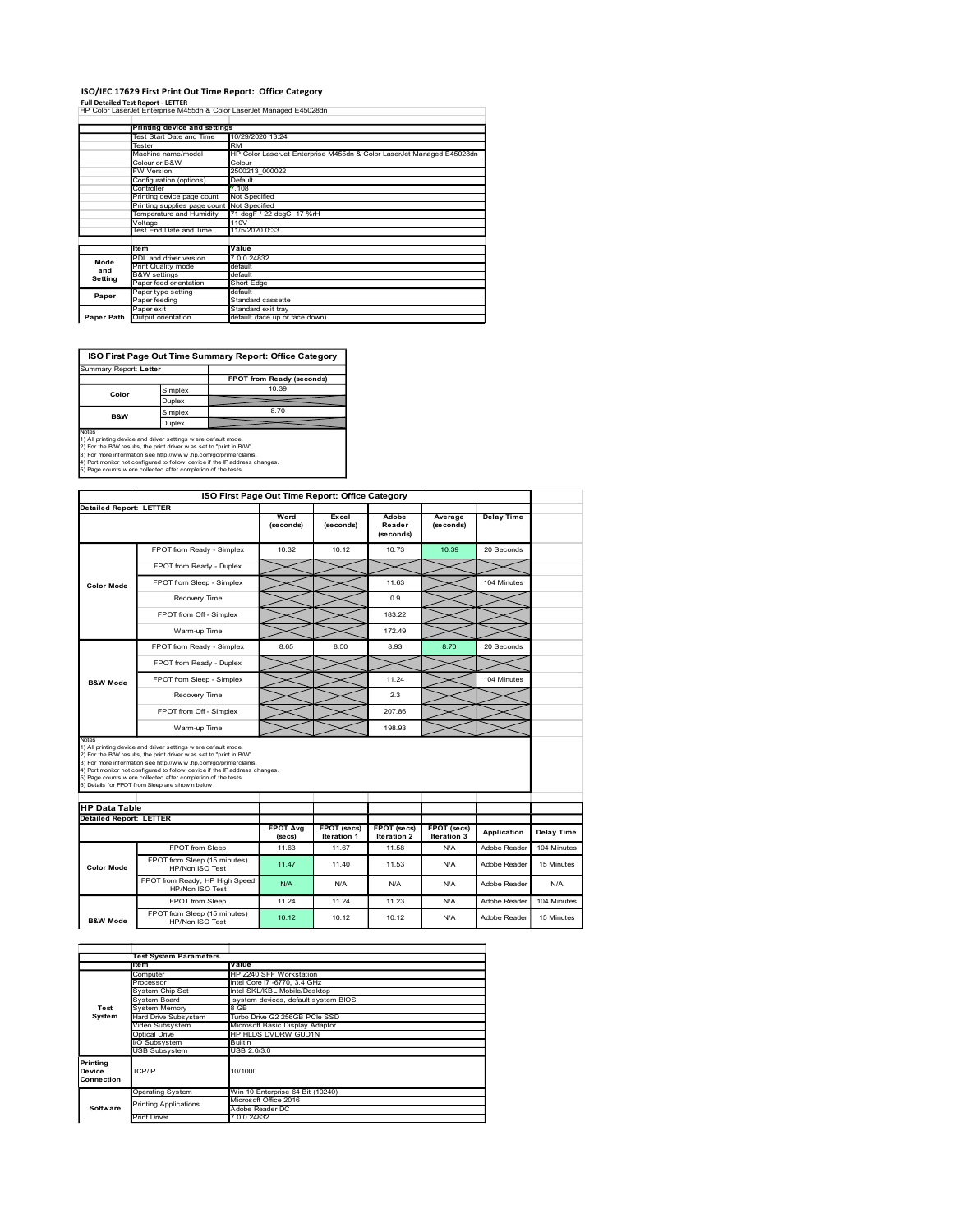# ISO/IEC 17629 First Print Out Time Report: Office Category

**Full Detailed Test Report - LETTER**

HP Color LaserJet Enterprise M455dn & Color LaserJet Managed E45028dn

| | Printing device and settings | |
|---|---|---|
| | Test Start Date and Time | 10/29/2020 13:24 |
| | Tester | RM |
| | Machine name/model | HP Color LaserJet Enterprise M455dn & Color LaserJet Managed E45028dn |
| | Colour or B&W | Colour |
| | FW Version | 2500213_000022 |
| | Configuration (options) | Default |
| | Controller | 7.108 |
| | Printing device page count | Not Specified |
| | Printing supplies page count | Not Specified |
| | Temperature and Humidity | 71 degF / 22 degC 17 %rH |
| | Voltage | 110V |
| | Test End Date and Time | 11/5/2020 0:33 |

| | Item | Value |
|---|---|---|
| Mode and Setting | PDL and driver version | 7.0.0.24832 |
| | Print Quality mode | default |
| | B&W settings | default |
| | Paper feed orientation | Short Edge |
| Paper | Paper type setting | default |
| | Paper feeding | Standard cassette |
| | Paper exit | Standard exit tray |
| Paper Path | Output orientation | default (face up or face down) |

**ISO First Page Out Time Summary Report: Office Category**

Summary Report: **Letter**

| | | FPOT from Ready (seconds) |
|---|---|---|
| Color | Simplex | 10.39 |
| | Duplex | |
| B&W | Simplex | 8.70 |
| | Duplex | |

Notes
1) All printing device and driver settings were default mode.
2) For the B/W results, the print driver was set to "print in B/W".
3) For more information see http://www.hp.com/go/printerclaims.
4) Port monitor not configured to follow device if the IP address changes.
5) Page counts were collected after completion of the tests.

**ISO First Page Out Time Report: Office Category**

Detailed Report: LETTER

| | | Word (seconds) | Excel (seconds) | Adobe Reader (seconds) | Average (seconds) | Delay Time |
|---|---|---|---|---|---|---|
| Color Mode | FPOT from Ready - Simplex | 10.32 | 10.12 | 10.73 | 10.39 | 20 Seconds |
| | FPOT from Ready - Duplex | | | | | |
| | FPOT from Sleep - Simplex | | | 11.63 | | 104 Minutes |
| | Recovery Time | | | 0.9 | | |
| | FPOT from Off - Simplex | | | 183.22 | | |
| | Warm-up Time | | | 172.49 | | |
| B&W Mode | FPOT from Ready - Simplex | 8.65 | 8.50 | 8.93 | 8.70 | 20 Seconds |
| | FPOT from Ready - Duplex | | | | | |
| | FPOT from Sleep - Simplex | | | 11.24 | | 104 Minutes |
| | Recovery Time | | | 2.3 | | |
| | FPOT from Off - Simplex | | | 207.86 | | |
| | Warm-up Time | | | 198.93 | | |

Notes
1) All printing device and driver settings were default mode.
2) For the B/W results, the print driver was set to "print in B/W".
3) For more information see http://www.hp.com/go/printerclaims.
4) Port monitor not configured to follow device if the IP address changes.
5) Page counts were collected after completion of the tests.
6) Details for FPOT from Sleep are shown below.

**HP Data Table**

Detailed Report: LETTER

| | | FPOT Avg (secs) | FPOT (secs) Iteration 1 | FPOT (secs) Iteration 2 | FPOT (secs) Iteration 3 | Application | Delay Time |
|---|---|---|---|---|---|---|---|
| Color Mode | FPOT from Sleep | 11.63 | 11.67 | 11.58 | N/A | Adobe Reader | 104 Minutes |
| | FPOT from Sleep (15 minutes) HP/Non ISO Test | 11.47 | 11.40 | 11.53 | N/A | Adobe Reader | 15 Minutes |
| | FPOT from Ready, HP High Speed HP/Non ISO Test | N/A | N/A | N/A | N/A | Adobe Reader | N/A |
| B&W Mode | FPOT from Sleep | 11.24 | 11.24 | 11.23 | N/A | Adobe Reader | 104 Minutes |
| | FPOT from Sleep (15 minutes) HP/Non ISO Test | 10.12 | 10.12 | 10.12 | N/A | Adobe Reader | 15 Minutes |

| | Test System Parameters | |
|---|---|---|
| | Item | Value |
| Test System | Computer | HP Z240 SFF Workstation |
| | Processor | Intel Core i7 -6770, 3.4 GHz |
| | System Chip Set | Intel SKL/KBL Mobile/Desktop |
| | System Board | system devices, default system BIOS |
| | System Memory | 8 GB |
| | Hard Drive Subsystem | Turbo Drive G2 256GB PCIe SSD |
| | Video Subsystem | Microsoft Basic Display Adaptor |
| | Optical Drive | HP HLDS DVDRW GUD1N |
| | I/O Subsystem | Builtin |
| | USB Subsystem | USB 2.0/3.0 |
| Printing Device Connection | TCP/IP | 10/1000 |
| Software | Operating System | Win 10 Enterprise 64 Bit (10240) |
| | Printing Applications | Microsoft Office 2016 |
| | | Adobe Reader DC |
| | Print Driver | 7.0.0.24832 |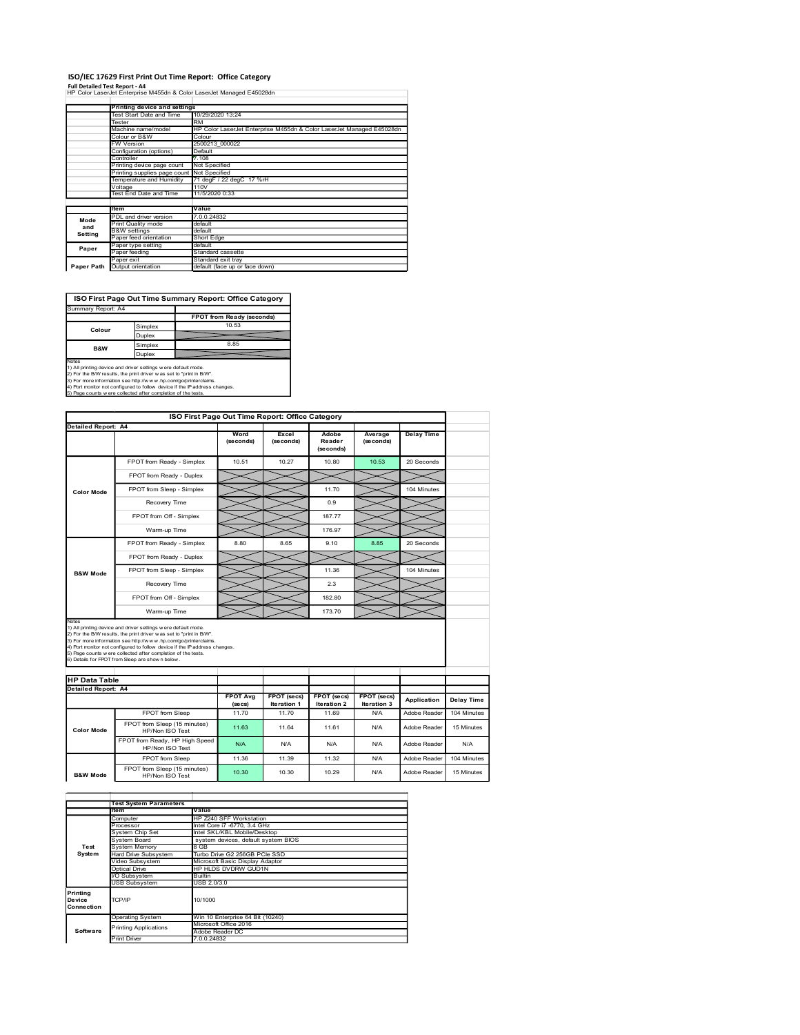# ISO/IEC 17629 First Print Out Time Report: Office Category

**Full Detailed Test Report - A4**

HP Color LaserJet Enterprise M455dn & Color LaserJet Managed E45028dn

| | | |
|---|---|---|
| | **Printing device and settings** | |
| | Test Start Date and Time | 10/29/2020 13:24 |
| | Tester | RM |
| | Machine name/model | HP Color LaserJet Enterprise M455dn & Color LaserJet Managed E45028dn |
| | Colour or B&W | Colour |
| | FW Version | 2500213_000022 |
| | Configuration (options) | Default |
| | Controller | 7.108 |
| | Printing device page count | Not Specified |
| | Printing supplies page count | Not Specified |
| | Temperature and Humidity | 71 degF / 22 degC 17 %rH |
| | Voltage | 110V |
| | Test End Date and Time | 11/5/2020 0:33 |

| | Item | Value |
|---|---|---|
| Mode and Setting | PDL and driver version | 7.0.0.24832 |
| | Print Quality mode | default |
| | B&W settings | default |
| | Paper feed orientation | Short Edge |
| Paper | Paper type setting | default |
| | Paper feeding | Standard cassette |
| | Paper exit | Standard exit tray |
| Paper Path | Output orientation | default (face up or face down) |

## ISO First Page Out Time Summary Report: Office Category

Summary Report: A4

| | | FPOT from Ready (seconds) |
|---|---|---|
| Colour | Simplex | 10.53 |
| | Duplex | |
| B&W | Simplex | 8.85 |
| | Duplex | |

Notes
1) All printing device and driver settings were default mode.
2) For the B/W results, the print driver was set to "print in B/W".
3) For more information see http://www.hp.com/go/printerclaims.
4) Port monitor not configured to follow device if the IP address changes.
5) Page counts were collected after completion of the tests.

## ISO First Page Out Time Report: Office Category

Detailed Report: A4

| | | Word (seconds) | Excel (seconds) | Adobe Reader (seconds) | Average (seconds) | Delay Time |
|---|---|---|---|---|---|---|
| Color Mode | FPOT from Ready - Simplex | 10.51 | 10.27 | 10.80 | 10.53 | 20 Seconds |
| | FPOT from Ready - Duplex | | | | | |
| | FPOT from Sleep - Simplex | | | 11.70 | | 104 Minutes |
| | Recovery Time | | | 0.9 | | |
| | FPOT from Off - Simplex | | | 187.77 | | |
| | Warm-up Time | | | 176.97 | | |
| B&W Mode | FPOT from Ready - Simplex | 8.80 | 8.65 | 9.10 | 8.85 | 20 Seconds |
| | FPOT from Ready - Duplex | | | | | |
| | FPOT from Sleep - Simplex | | | 11.36 | | 104 Minutes |
| | Recovery Time | | | 2.3 | | |
| | FPOT from Off - Simplex | | | 182.80 | | |
| | Warm-up Time | | | 173.70 | | |

Notes
1) All printing device and driver settings were default mode.
2) For the B/W results, the print driver was set to "print in B/W".
3) For more information see http://www.hp.com/go/printerclaims.
4) Port monitor not configured to follow device if the IP address changes.
5) Page counts were collected after completion of the tests.
6) Details for FPOT from Sleep are shown below.

## HP Data Table

Detailed Report: A4

| | | FPOT Avg (secs) | FPOT (secs) Iteration 1 | FPOT (secs) Iteration 2 | FPOT (secs) Iteration 3 | Application | Delay Time |
|---|---|---|---|---|---|---|---|
| Color Mode | FPOT from Sleep | 11.70 | 11.70 | 11.69 | N/A | Adobe Reader | 104 Minutes |
| | FPOT from Sleep (15 minutes) HP/Non ISO Test | 11.63 | 11.64 | 11.61 | N/A | Adobe Reader | 15 Minutes |
| | FPOT from Ready, HP High Speed HP/Non ISO Test | N/A | N/A | N/A | N/A | Adobe Reader | N/A |
| B&W Mode | FPOT from Sleep | 11.36 | 11.39 | 11.32 | N/A | Adobe Reader | 104 Minutes |
| | FPOT from Sleep (15 minutes) HP/Non ISO Test | 10.30 | 10.30 | 10.29 | N/A | Adobe Reader | 15 Minutes |

| | | |
|---|---|---|
| | **Test System Parameters** | |
| | Item | Value |
| Test System | Computer | HP Z240 SFF Workstation |
| | Processor | Intel Core i7 -6770, 3.4 GHz |
| | System Chip Set | Intel SKL/KBL Mobile/Desktop |
| | System Board | system devices, default system BIOS |
| | System Memory | 8 GB |
| | Hard Drive Subsystem | Turbo Drive G2 256GB PCIe SSD |
| | Video Subsystem | Microsoft Basic Display Adaptor |
| | Optical Drive | HP HLDS DVDRW GUD1N |
| | I/O Subsystem | Builtin |
| | USB Subsystem | USB 2.0/3.0 |
| Printing Device Connection | TCP/IP | 10/1000 |
| Software | Operating System | Win 10 Enterprise 64 Bit (10240) |
| | Printing Applications | Microsoft Office 2016 |
| | | Adobe Reader DC |
| | Print Driver | 7.0.0.24832 |